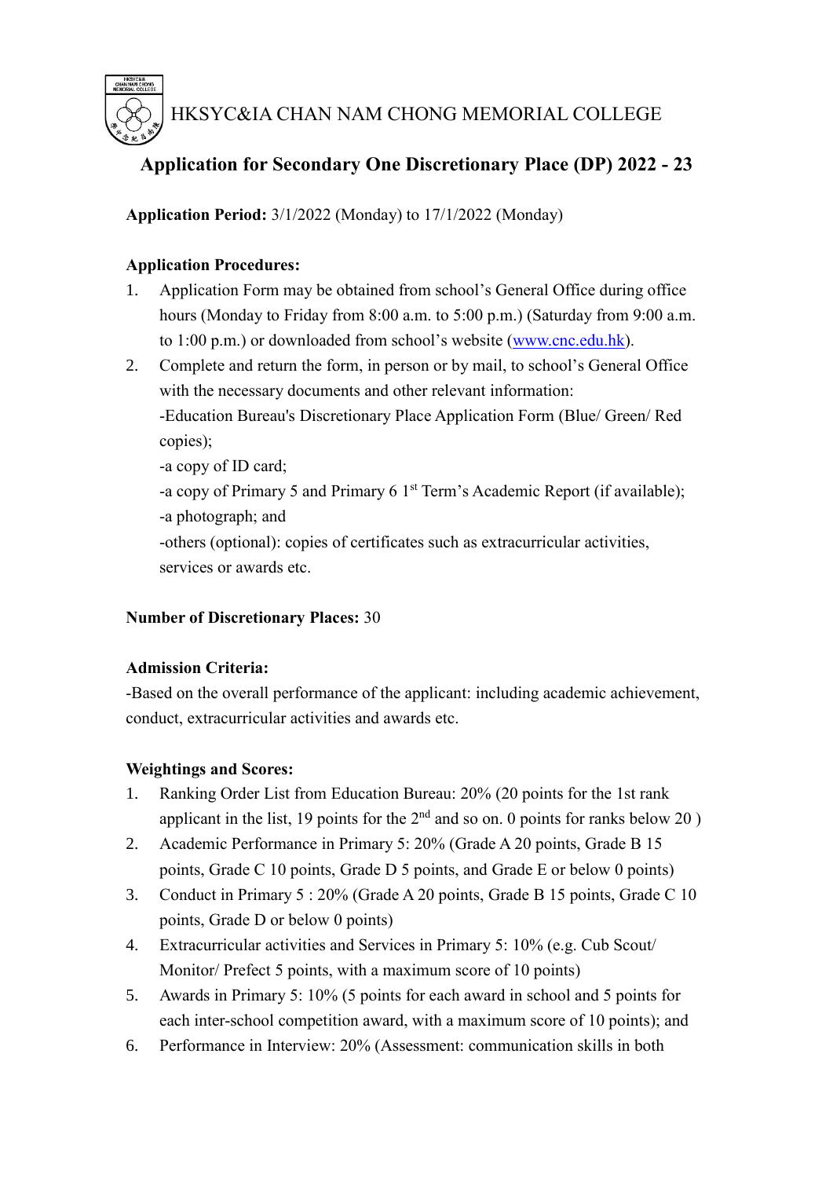HKSYC&IA CHAN NAM CHONG MEMORIAL COLLEGE

# Application for Secondary One Discretionary Place (DP) 2022 - 23

**Application Period:** 3/1/2022 (Monday) to 17/1/2022 (Monday)

**Application Procedures:**

1. Application Form may be obtained from school's General Office during office hours (Monday to Friday from 8:00 a.m. to 5:00 p.m.) (Saturday from 9:00 a.m. to 1:00 p.m.) or downloaded from school's website (www.cnc.edu.hk).
2. Complete and return the form, in person or by mail, to school's General Office with the necessary documents and other relevant information:
   -Education Bureau's Discretionary Place Application Form (Blue/ Green/ Red copies);
   -a copy of ID card;
   -a copy of Primary 5 and Primary 6 1st Term's Academic Report (if available);
   -a photograph; and
   -others (optional): copies of certificates such as extracurricular activities, services or awards etc.

**Number of Discretionary Places:** 30

**Admission Criteria:**

-Based on the overall performance of the applicant: including academic achievement, conduct, extracurricular activities and awards etc.

**Weightings and Scores:**

1. Ranking Order List from Education Bureau: 20% (20 points for the 1st rank applicant in the list, 19 points for the 2nd and so on. 0 points for ranks below 20 )
2. Academic Performance in Primary 5: 20% (Grade A 20 points, Grade B 15 points, Grade C 10 points, Grade D 5 points, and Grade E or below 0 points)
3. Conduct in Primary 5 : 20% (Grade A 20 points, Grade B 15 points, Grade C 10 points, Grade D or below 0 points)
4. Extracurricular activities and Services in Primary 5: 10% (e.g. Cub Scout/ Monitor/ Prefect 5 points, with a maximum score of 10 points)
5. Awards in Primary 5: 10% (5 points for each award in school and 5 points for each inter-school competition award, with a maximum score of 10 points); and
6. Performance in Interview: 20% (Assessment: communication skills in both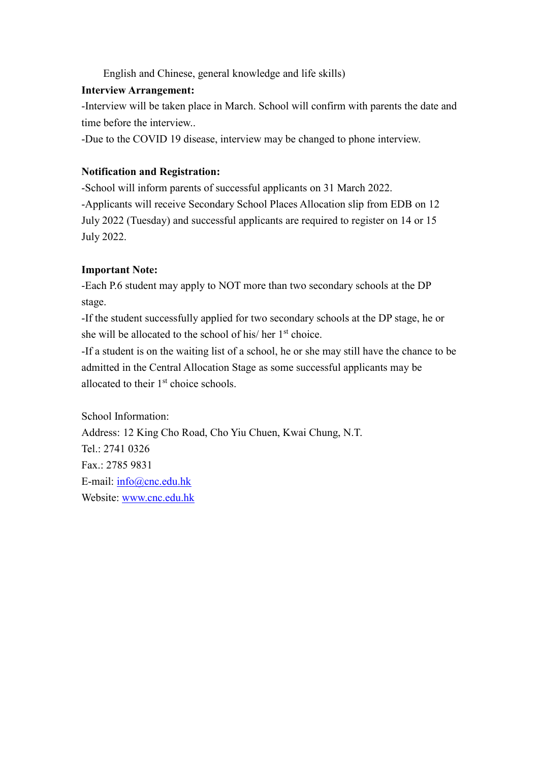English and Chinese, general knowledge and life skills)

**Interview Arrangement:**

-Interview will be taken place in March. School will confirm with parents the date and time before the interview..

-Due to the COVID 19 disease, interview may be changed to phone interview.

**Notification and Registration:**

-School will inform parents of successful applicants on 31 March 2022.

-Applicants will receive Secondary School Places Allocation slip from EDB on 12 July 2022 (Tuesday) and successful applicants are required to register on 14 or 15 July 2022.

**Important Note:**

-Each P.6 student may apply to NOT more than two secondary schools at the DP stage.

-If the student successfully applied for two secondary schools at the DP stage, he or she will be allocated to the school of his/ her 1st choice.

-If a student is on the waiting list of a school, he or she may still have the chance to be admitted in the Central Allocation Stage as some successful applicants may be allocated to their 1st choice schools.

School Information:

Address: 12 King Cho Road, Cho Yiu Chuen, Kwai Chung, N.T.

Tel.: 2741 0326

Fax.: 2785 9831

E-mail: info@cnc.edu.hk

Website: www.cnc.edu.hk